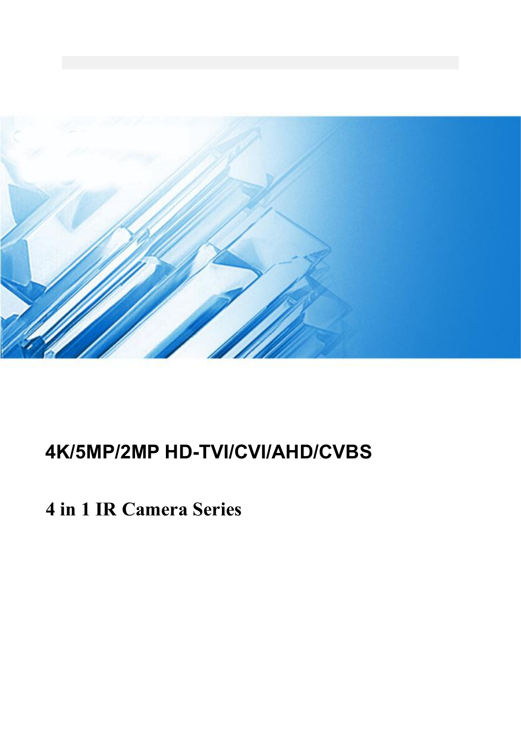# 4K/5MP/2MP HD-TVI/CVI/AHD/CVBS

## 4 in 1 IR Camera Series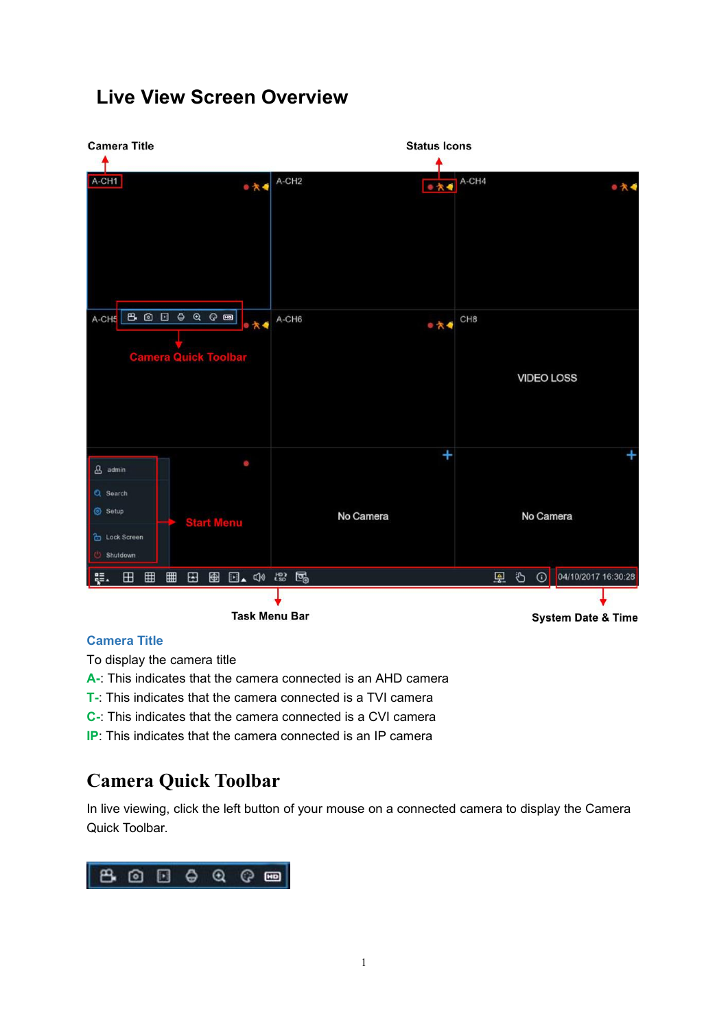# Live View Screen Overview

### Camera Title

To display the camera title

**A-**: This indicates that the camera connected is an AHD camera

**T-**: This indicates that the camera connected is a TVI camera

**C-**: This indicates that the camera connected is a CVI camera

**IP**: This indicates that the camera connected is an IP camera

## Camera Quick Toolbar

In live viewing, click the left button of your mouse on a connected camera to display the Camera Quick Toolbar.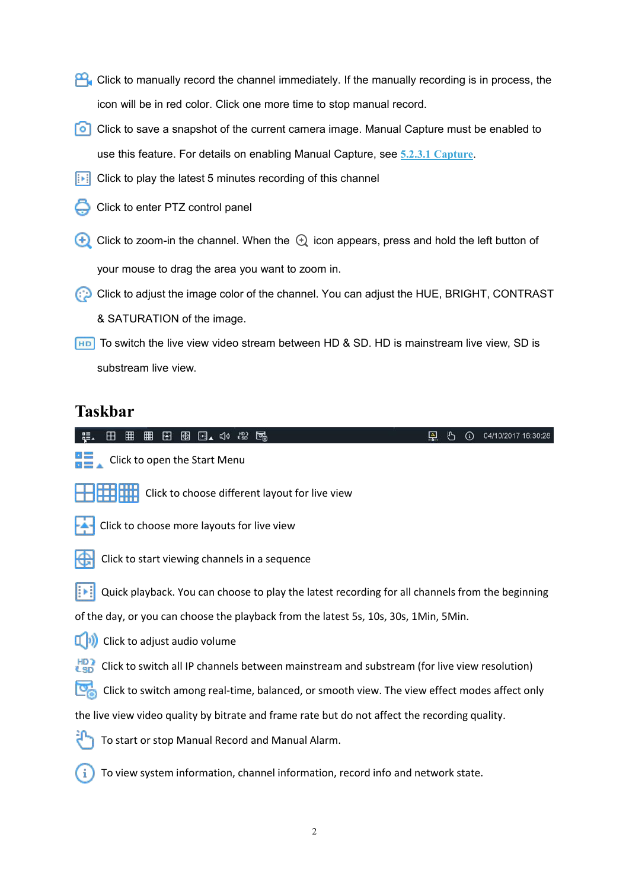Click to manually record the channel immediately. If the manually recording is in process, the icon will be in red color. Click one more time to stop manual record.

Click to save a snapshot of the current camera image. Manual Capture must be enabled to use this feature. For details on enabling Manual Capture, see 5.2.3.1 Capture.

Click to play the latest 5 minutes recording of this channel

Click to enter PTZ control panel

Click to zoom-in the channel. When the icon appears, press and hold the left button of your mouse to drag the area you want to zoom in.

Click to adjust the image color of the channel. You can adjust the HUE, BRIGHT, CONTRAST & SATURATION of the image.

HD To switch the live view video stream between HD & SD. HD is mainstream live view, SD is substream live view.

# Taskbar

04/10/2017 16:30:28

Click to open the Start Menu

Click to choose different layout for live view

Click to choose more layouts for live view

Click to start viewing channels in a sequence

Quick playback. You can choose to play the latest recording for all channels from the beginning of the day, or you can choose the playback from the latest 5s, 10s, 30s, 1Min, 5Min.

Click to adjust audio volume

HD SD Click to switch all IP channels between mainstream and substream (for live view resolution)

Click to switch among real-time, balanced, or smooth view. The view effect modes affect only the live view video quality by bitrate and frame rate but do not affect the recording quality.

To start or stop Manual Record and Manual Alarm.

To view system information, channel information, record info and network state.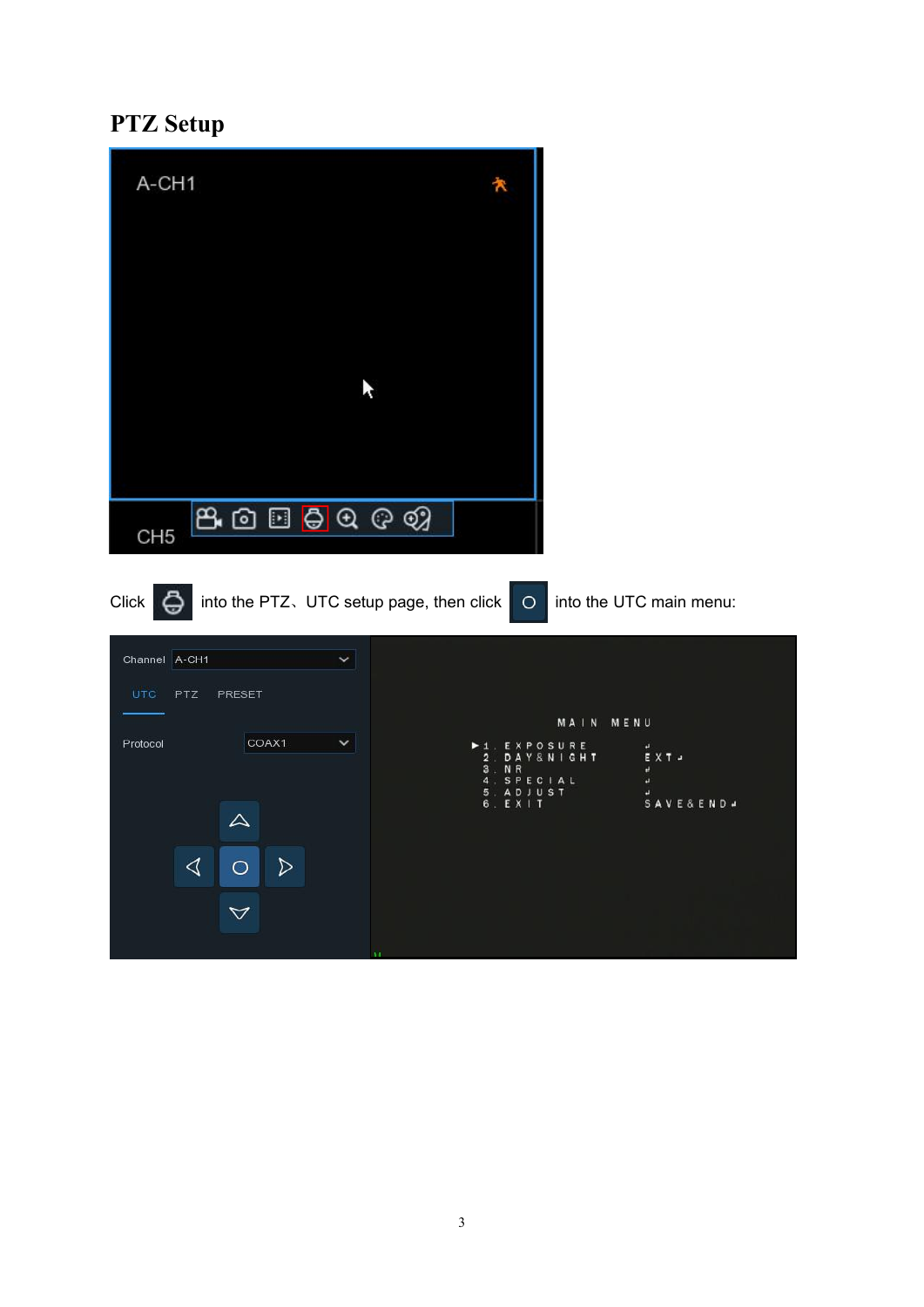# PTZ Setup

Click into the PTZ、UTC setup page, then click into the UTC main menu: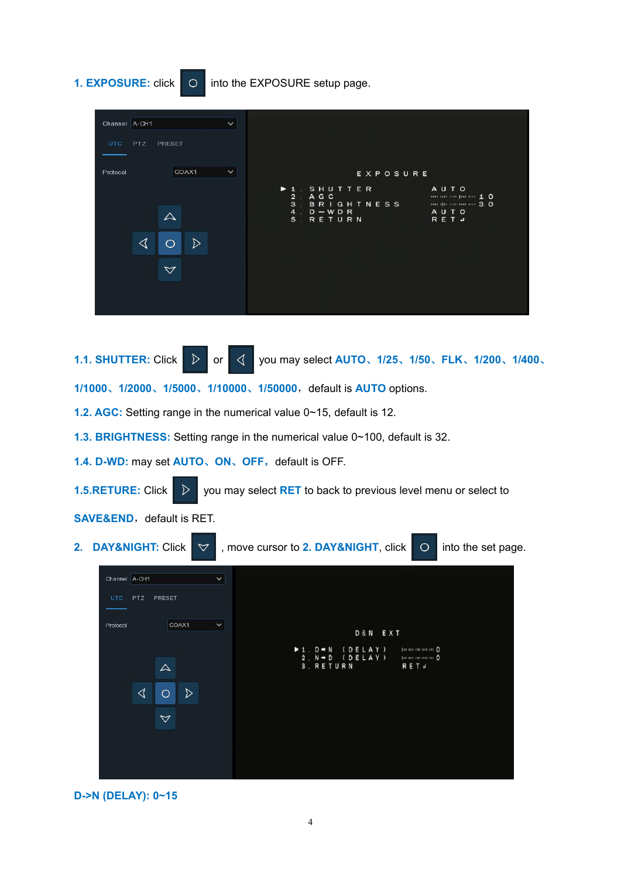**1. EXPOSURE:** click into the EXPOSURE setup page.

**1.1. SHUTTER:** Click or you may select **AUTO**、**1/25**、**1/50**、**FLK**、**1/200**、**1/400**、**1/1000**、**1/2000**、**1/5000**、**1/10000**、**1/50000**，default is **AUTO** options.

**1.2. AGC:** Setting range in the numerical value 0~15, default is 12.

**1.3. BRIGHTNESS:** Setting range in the numerical value 0~100, default is 32.

**1.4. D-WD:** may set **AUTO**、**ON**、**OFF**，default is OFF.

**1.5.RETURE:** Click you may select **RET** to back to previous level menu or select to **SAVE&END**，default is RET.

**2. DAY&NIGHT:** Click , move cursor to **2. DAY&NIGHT**, click into the set page.

**D->N (DELAY): 0~15**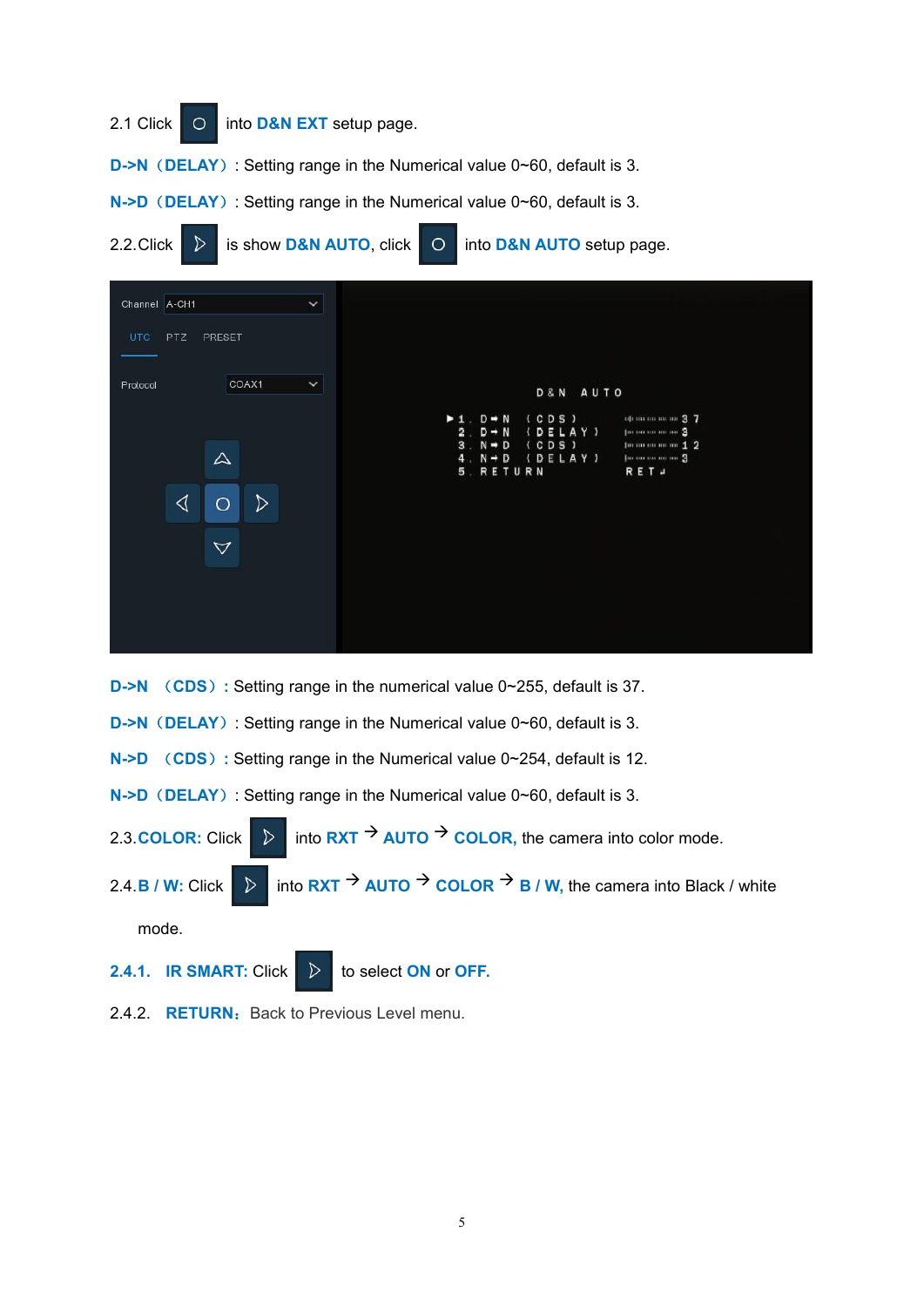2.1 Click ○ into **D&N EXT** setup page.

**D->N（DELAY）**: Setting range in the Numerical value 0~60, default is 3.

**N->D（DELAY）**: Setting range in the Numerical value 0~60, default is 3.

2.2.Click ▷ is show **D&N AUTO**, click ○ into **D&N AUTO** setup page.

**D->N （CDS）:** Setting range in the numerical value 0~255, default is 37.

**D->N（DELAY）**: Setting range in the Numerical value 0~60, default is 3.

**N->D （CDS）:** Setting range in the Numerical value 0~254, default is 12.

**N->D（DELAY）**: Setting range in the Numerical value 0~60, default is 3.

2.3.**COLOR:** Click ▷ into **RXT** → **AUTO** → **COLOR,** the camera into color mode.

2.4.**B / W:** Click ▷ into **RXT** → **AUTO** → **COLOR** → **B / W,** the camera into Black / white mode.

**2.4.1. IR SMART:** Click ▷ to select **ON** or **OFF.**

2.4.2. **RETURN**: Back to Previous Level menu.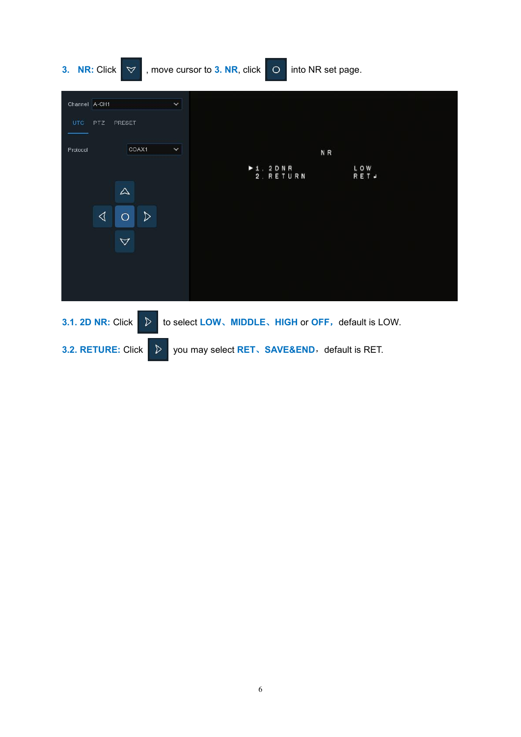**3. NR:** Click , move cursor to **3. NR**, click into NR set page.

**3.1. 2D NR:** Click to select **LOW**、**MIDDLE**、**HIGH** or **OFF**， default is LOW.

**3.2. RETURE:** Click you may select **RET**、**SAVE&END**， default is RET.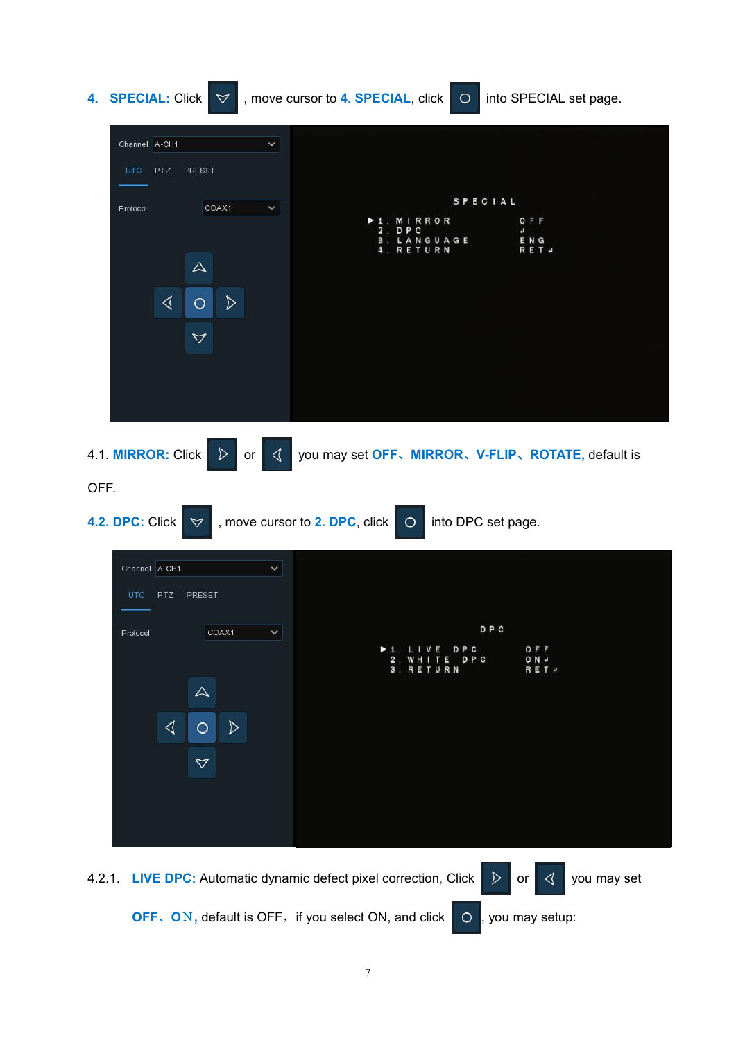**4. SPECIAL:** Click , move cursor to **4. SPECIAL**, click  into SPECIAL set page.

4.1. **MIRROR:** Click  or  you may set **OFF、MIRROR、V-FLIP、ROTATE,** default is OFF.

**4.2. DPC:** Click , move cursor to **2. DPC**, click  into DPC set page.

4.2.1. **LIVE DPC:** Automatic dynamic defect pixel correction, Click  or  you may set **OFF、ON,** default is OFF，if you select ON, and click , you may setup: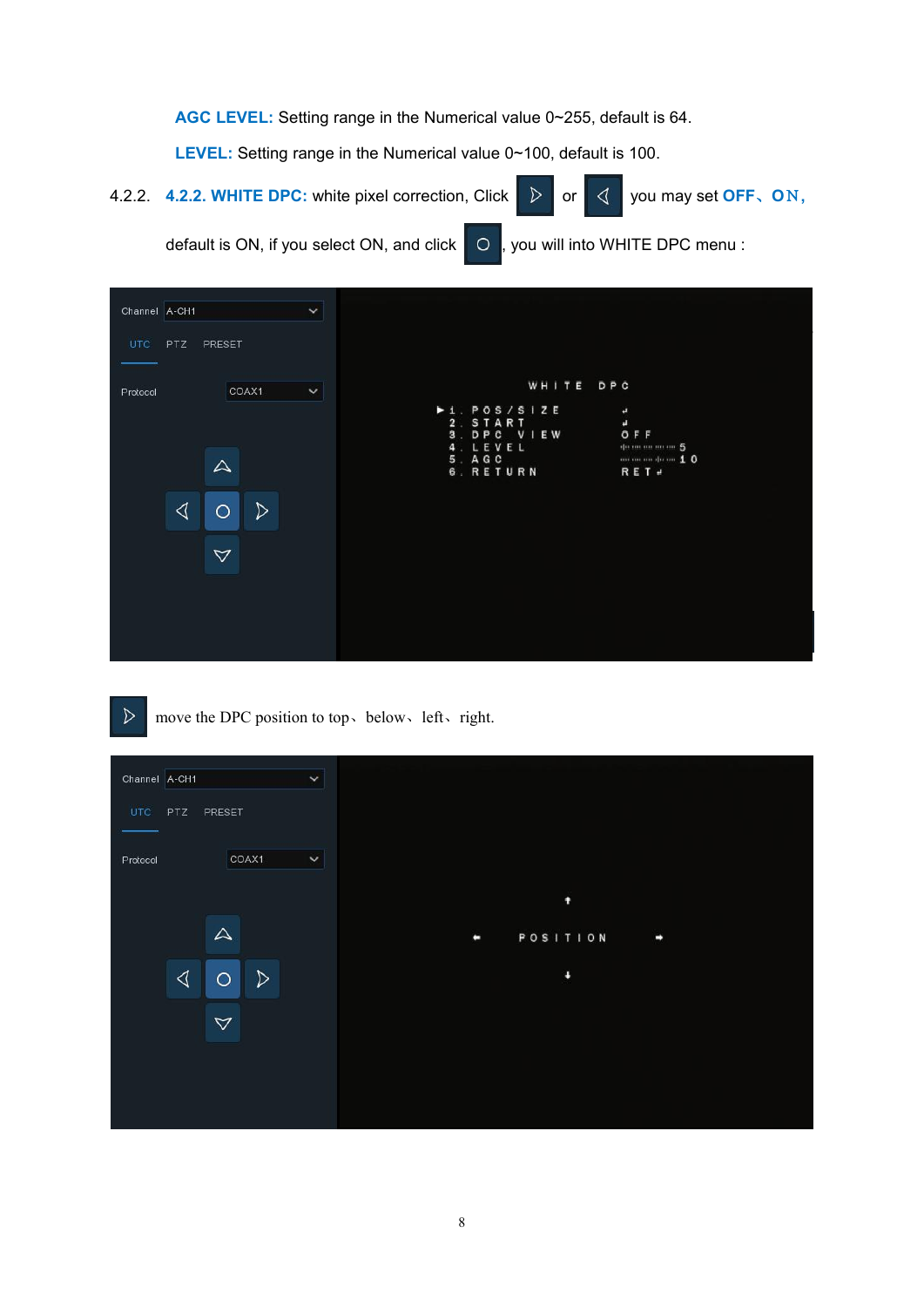**AGC LEVEL:** Setting range in the Numerical value 0~255, default is 64.

**LEVEL:** Setting range in the Numerical value 0~100, default is 100.

4.2.2. **4.2.2. WHITE DPC:** white pixel correction, Click ▷ or ◁ you may set **OFF、ON,** default is ON, if you select ON, and click ○ , you will into WHITE DPC menu :

▷ move the DPC position to top、below、left、right.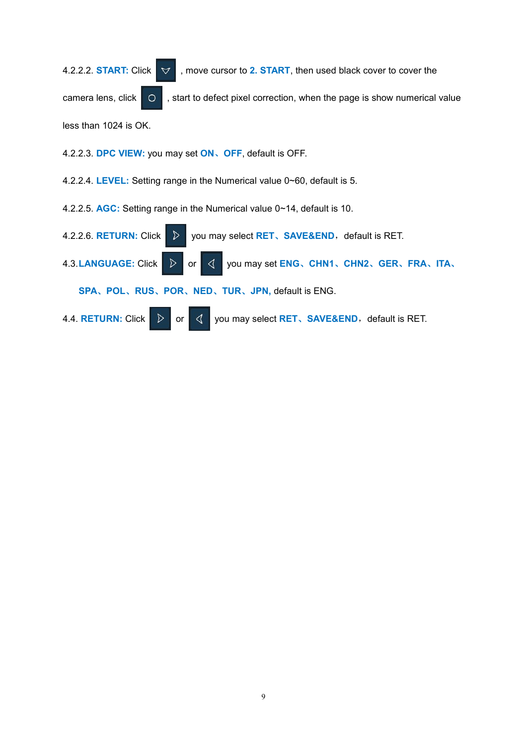4.2.2.2. **START:** Click ▽ , move cursor to **2. START**, then used black cover to cover the camera lens, click ○ , start to defect pixel correction, when the page is show numerical value less than 1024 is OK.

4.2.2.3. **DPC VIEW:** you may set **ON**、**OFF**, default is OFF.

4.2.2.4. **LEVEL:** Setting range in the Numerical value 0~60, default is 5.

4.2.2.5. **AGC:** Setting range in the Numerical value 0~14, default is 10.

4.2.2.6. **RETURN:** Click ▷ you may select **RET**、**SAVE&END**，default is RET.

4.3.**LANGUAGE:** Click ▷ or ◁ you may set **ENG**、**CHN1**、**CHN2**、**GER**、**FRA**、**ITA**、**SPA**、**POL**、**RUS**、**POR**、**NED**、**TUR**、**JPN,** default is ENG.

4.4. **RETURN:** Click ▷ or ◁ you may select **RET**、**SAVE&END**，default is RET.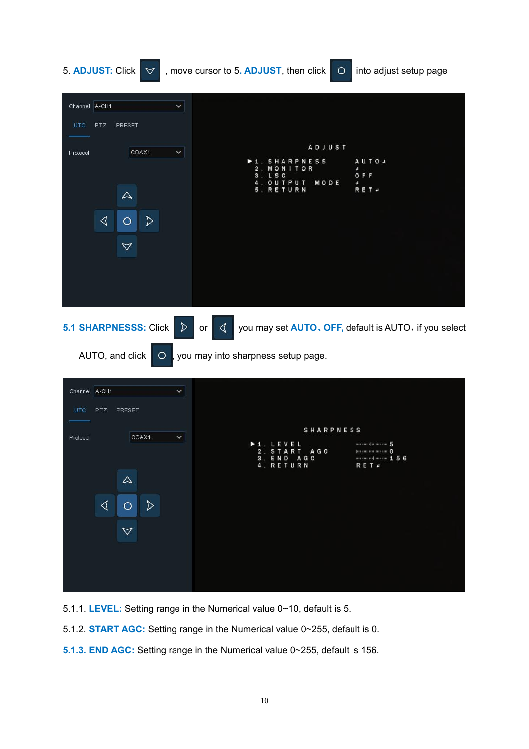5. **ADJUST:** Click ▽, move cursor to 5. **ADJUST**, then click ○ into adjust setup page

**5.1 SHARPNESSS:** Click ▷ or ◁ you may set **AUTO**、**OFF,** default is AUTO，if you select AUTO, and click ○, you may into sharpness setup page.

5.1.1. **LEVEL:** Setting range in the Numerical value 0~10, default is 5.

5.1.2. **START AGC:** Setting range in the Numerical value 0~255, default is 0.

**5.1.3. END AGC:** Setting range in the Numerical value 0~255, default is 156.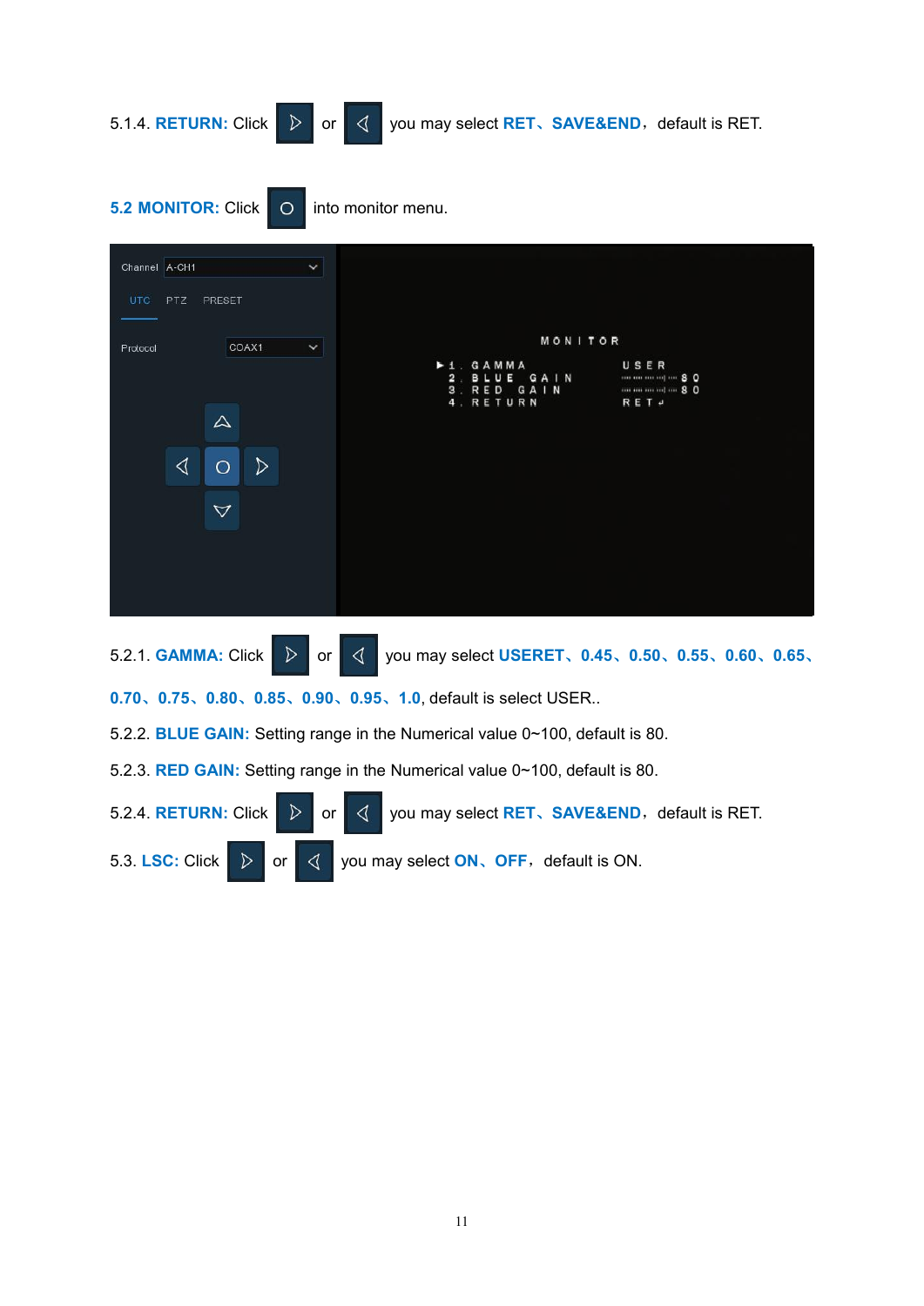5.1.4. **RETURN:** Click ▷ or ◁ you may select **RET**、**SAVE&END**，default is RET.

**5.2 MONITOR:** Click O into monitor menu.

5.2.1. **GAMMA:** Click ▷ or ◁ you may select **USERET**、**0.45**、**0.50**、**0.55**、**0.60**、**0.65**、**0.70**、**0.75**、**0.80**、**0.85**、**0.90**、**0.95**、**1.0**, default is select USER..

5.2.2. **BLUE GAIN:** Setting range in the Numerical value 0~100, default is 80.

5.2.3. **RED GAIN:** Setting range in the Numerical value 0~100, default is 80.

5.2.4. **RETURN:** Click ▷ or ◁ you may select **RET**、**SAVE&END**，default is RET.

5.3. **LSC:** Click ▷ or ◁ you may select **ON**、**OFF**，default is ON.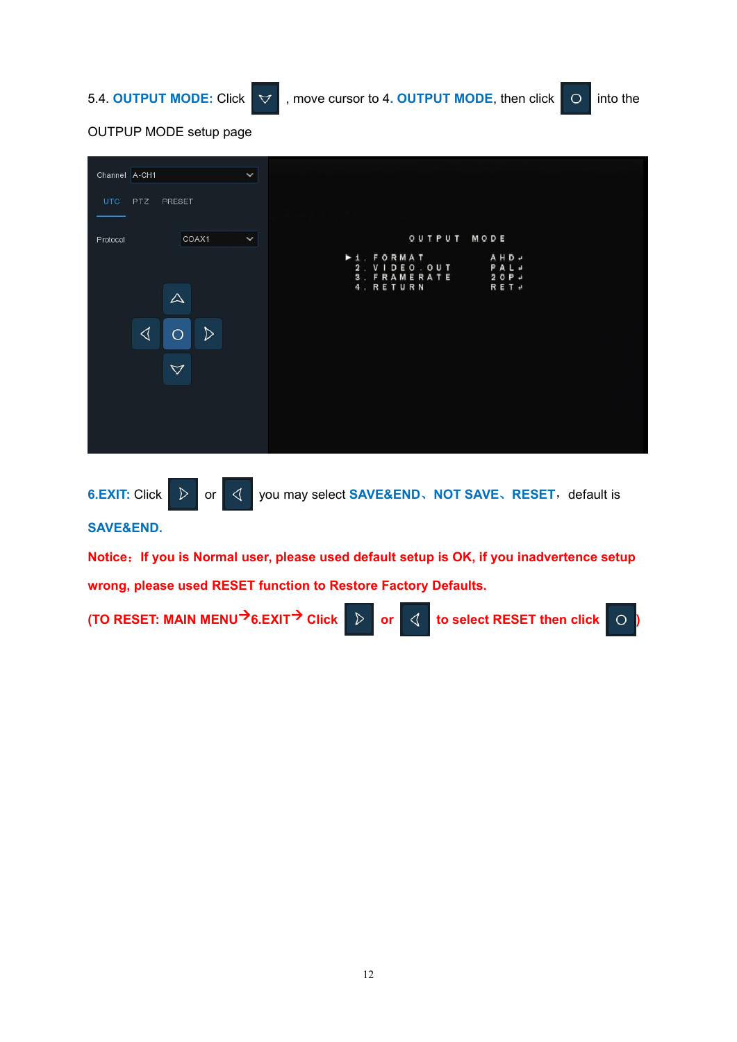5.4. **OUTPUT MODE:** Click ▽ , move cursor to 4. **OUTPUT MODE**, then click ○ into the OUTPUP MODE setup page

**6.EXIT:** Click ▷ or ◁ you may select **SAVE&END**、 **NOT SAVE**、 **RESET**，default is **SAVE&END.**

**Notice：If you is Normal user, please used default setup is OK, if you inadvertence setup wrong, please used RESET function to Restore Factory Defaults.**

**(TO RESET: MAIN MENU→6.EXIT→ Click ▷ or ◁ to select RESET then click ○)**